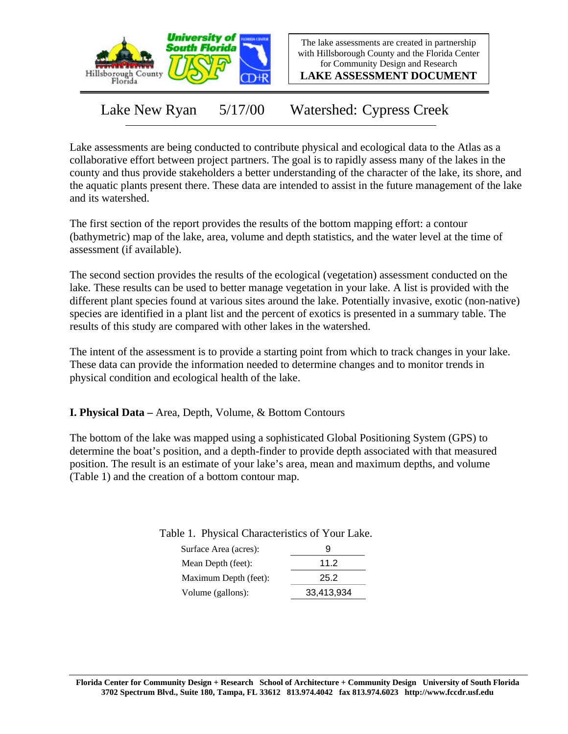The lake assessments are created in partnership with Hillsborough County and the Florida Center for Community Design and Research

**LAKE ASSESSMENT DOCUMENT**

# Lake New Ryan 5/17/00 Watershed: Cypress Creek

Lake assessments are being conducted to contribute physical and ecological data to the Atlas as a collaborative effort between project partners. The goal is to rapidly assess many of the lakes in the county and thus provide stakeholders a better understanding of the character of the lake, its shore, and the aquatic plants present there. These data are intended to assist in the future management of the lake and its watershed.

The first section of the report provides the results of the bottom mapping effort: a contour (bathymetric) map of the lake, area, volume and depth statistics, and the water level at the time of assessment (if available).

The second section provides the results of the ecological (vegetation) assessment conducted on the lake. These results can be used to better manage vegetation in your lake. A list is provided with the different plant species found at various sites around the lake. Potentially invasive, exotic (non-native) species are identified in a plant list and the percent of exotics is presented in a summary table. The results of this study are compared with other lakes in the watershed.

The intent of the assessment is to provide a starting point from which to track changes in your lake. These data can provide the information needed to determine changes and to monitor trends in physical condition and ecological health of the lake.

**I. Physical Data –** Area, Depth, Volume, & Bottom Contours

The bottom of the lake was mapped using a sophisticated Global Positioning System (GPS) to determine the boat's position, and a depth-finder to provide depth associated with that measured position. The result is an estimate of your lake's area, mean and maximum depths, and volume (Table 1) and the creation of a bottom contour map.

Table 1. Physical Characteristics of Your Lake.

| | |
|---|---|
| Surface Area (acres): | 9 |
| Mean Depth (feet): | 11.2 |
| Maximum Depth (feet): | 25.2 |
| Volume (gallons): | 33,413,934 |

**Florida Center for Community Design + Research School of Architecture + Community Design University of South Florida**
**3702 Spectrum Blvd., Suite 180, Tampa, FL 33612 813.974.4042 fax 813.974.6023 http://www.fccdr.usf.edu**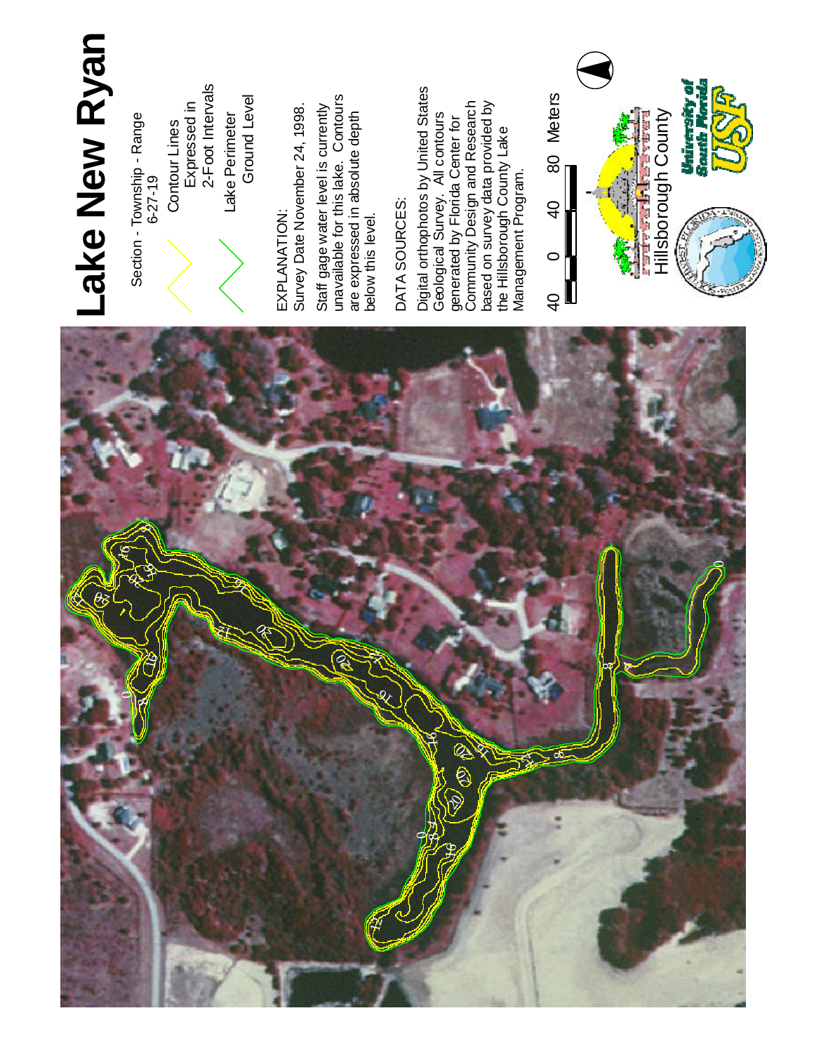# Lake New Ryan

Section - Township - Range
6-27-19

Contour Lines Expressed in 2-Foot Intervals

Lake Perimeter Ground Level

EXPLANATION:
Survey Date November 24, 1998.

Staff gage water level is currently unavailable for this lake. Contours are expressed in absolute depth below this level.

DATA SOURCES:

Digital orthophotos by United States Geological Survey. All contours generated by Florida Center for Community Design and Research based on survey data provided by the Hillsborough County Lake Management Program.

40 0 40 80 Meters

Hillsborough County

University of South Florida USF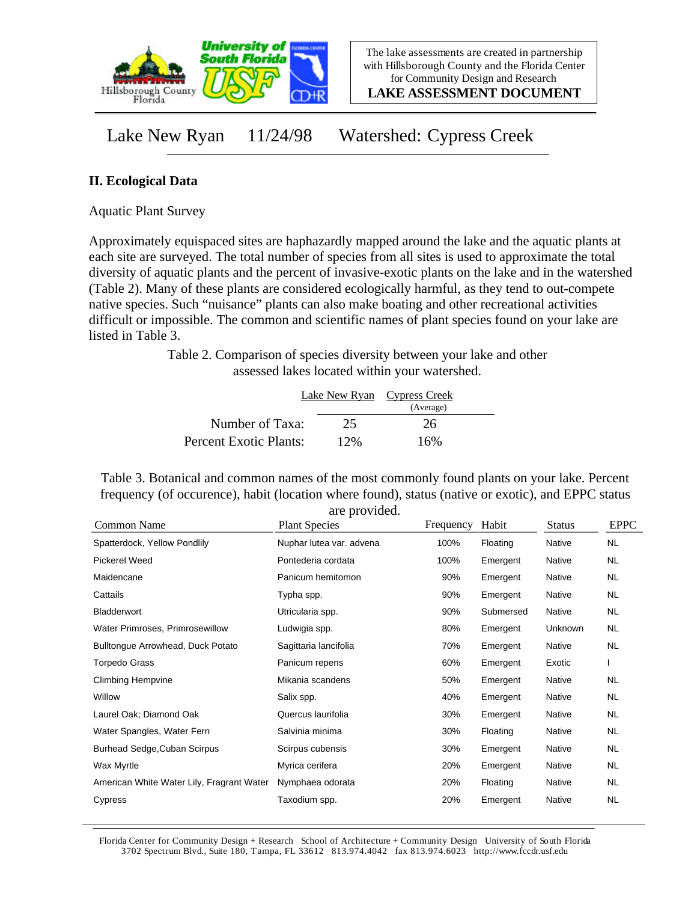The lake assessments are created in partnership with Hillsborough County and the Florida Center for Community Design and Research

**LAKE ASSESSMENT DOCUMENT**

# Lake New Ryan 11/24/98 Watershed: Cypress Creek

## II. Ecological Data

Aquatic Plant Survey

Approximately equispaced sites are haphazardly mapped around the lake and the aquatic plants at each site are surveyed. The total number of species from all sites is used to approximate the total diversity of aquatic plants and the percent of invasive-exotic plants on the lake and in the watershed (Table 2). Many of these plants are considered ecologically harmful, as they tend to out-compete native species. Such "nuisance" plants can also make boating and other recreational activities difficult or impossible. The common and scientific names of plant species found on your lake are listed in Table 3.

Table 2. Comparison of species diversity between your lake and other assessed lakes located within your watershed.

| | Lake New Ryan | Cypress Creek (Average) |
|---|---|---|
| Number of Taxa: | 25 | 26 |
| Percent Exotic Plants: | 12% | 16% |

Table 3. Botanical and common names of the most commonly found plants on your lake. Percent frequency (of occurence), habit (location where found), status (native or exotic), and EPPC status are provided.

| Common Name | Plant Species | Frequency | Habit | Status | EPPC |
|---|---|---|---|---|---|
| Spatterdock, Yellow Pondlily | Nuphar lutea var. advena | 100% | Floating | Native | NL |
| Pickerel Weed | Pontederia cordata | 100% | Emergent | Native | NL |
| Maidencane | Panicum hemitomon | 90% | Emergent | Native | NL |
| Cattails | Typha spp. | 90% | Emergent | Native | NL |
| Bladderwort | Utricularia spp. | 90% | Submersed | Native | NL |
| Water Primroses, Primrosewillow | Ludwigia spp. | 80% | Emergent | Unknown | NL |
| Bulltongue Arrowhead, Duck Potato | Sagittaria lancifolia | 70% | Emergent | Native | NL |
| Torpedo Grass | Panicum repens | 60% | Emergent | Exotic | I |
| Climbing Hempvine | Mikania scandens | 50% | Emergent | Native | NL |
| Willow | Salix spp. | 40% | Emergent | Native | NL |
| Laurel Oak; Diamond Oak | Quercus laurifolia | 30% | Emergent | Native | NL |
| Water Spangles, Water Fern | Salvinia minima | 30% | Floating | Native | NL |
| Burhead Sedge,Cuban Scirpus | Scirpus cubensis | 30% | Emergent | Native | NL |
| Wax Myrtle | Myrica cerifera | 20% | Emergent | Native | NL |
| American White Water Lily, Fragrant Water | Nymphaea odorata | 20% | Floating | Native | NL |
| Cypress | Taxodium spp. | 20% | Emergent | Native | NL |

Florida Center for Community Design + Research School of Architecture + Community Design University of South Florida
3702 Spectrum Blvd., Suite 180, Tampa, FL 33612 813.974.4042 fax 813.974.6023 http://www.fccdr.usf.edu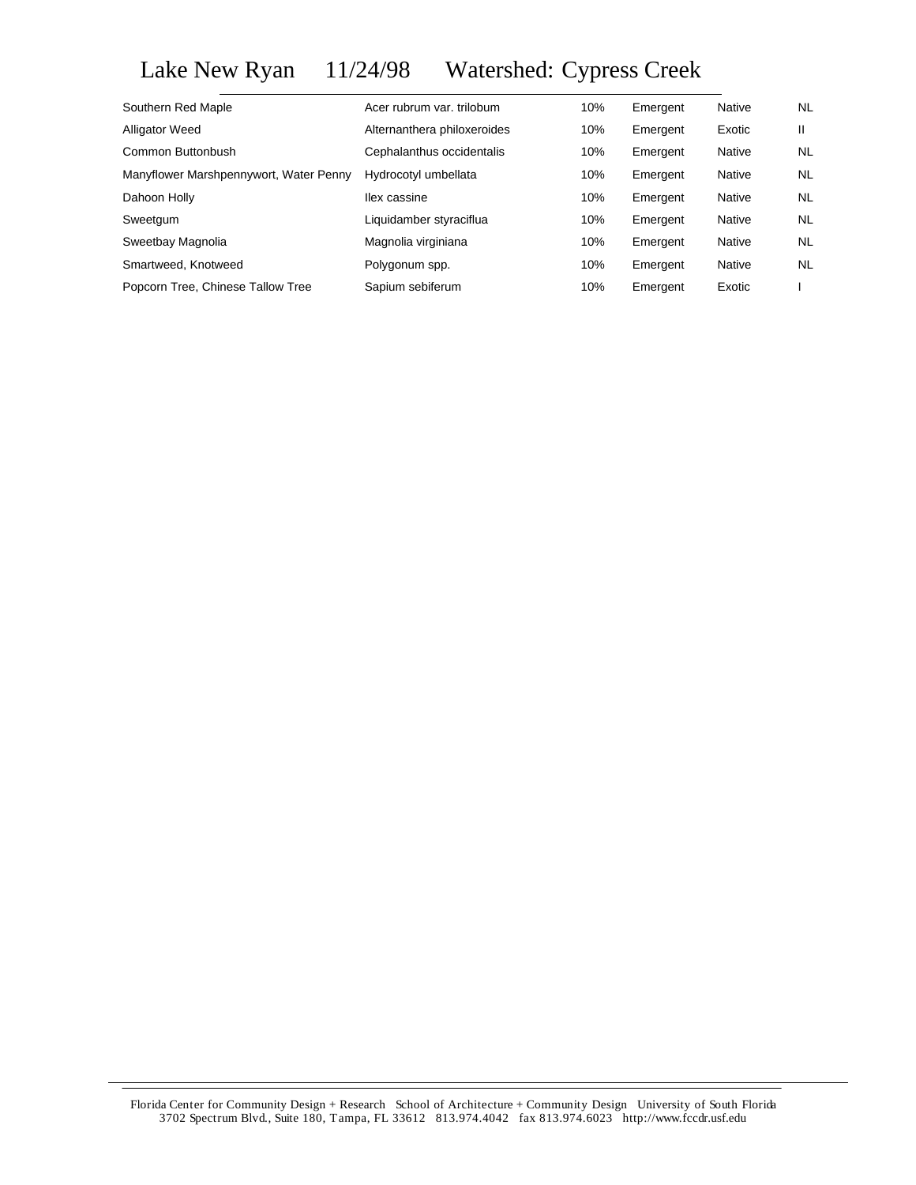# Lake New Ryan 11/24/98 Watershed: Cypress Creek

| | | | | | |
|---|---|---|---|---|---|
| Southern Red Maple | Acer rubrum var. trilobum | 10% | Emergent | Native | NL |
| Alligator Weed | Alternanthera philoxeroides | 10% | Emergent | Exotic | II |
| Common Buttonbush | Cephalanthus occidentalis | 10% | Emergent | Native | NL |
| Manyflower Marshpennywort, Water Penny | Hydrocotyl umbellata | 10% | Emergent | Native | NL |
| Dahoon Holly | Ilex cassine | 10% | Emergent | Native | NL |
| Sweetgum | Liquidamber styraciflua | 10% | Emergent | Native | NL |
| Sweetbay Magnolia | Magnolia virginiana | 10% | Emergent | Native | NL |
| Smartweed, Knotweed | Polygonum spp. | 10% | Emergent | Native | NL |
| Popcorn Tree, Chinese Tallow Tree | Sapium sebiferum | 10% | Emergent | Exotic | I |

Florida Center for Community Design + Research School of Architecture + Community Design University of South Florida
3702 Spectrum Blvd., Suite 180, Tampa, FL 33612 813.974.4042 fax 813.974.6023 http://www.fccdr.usf.edu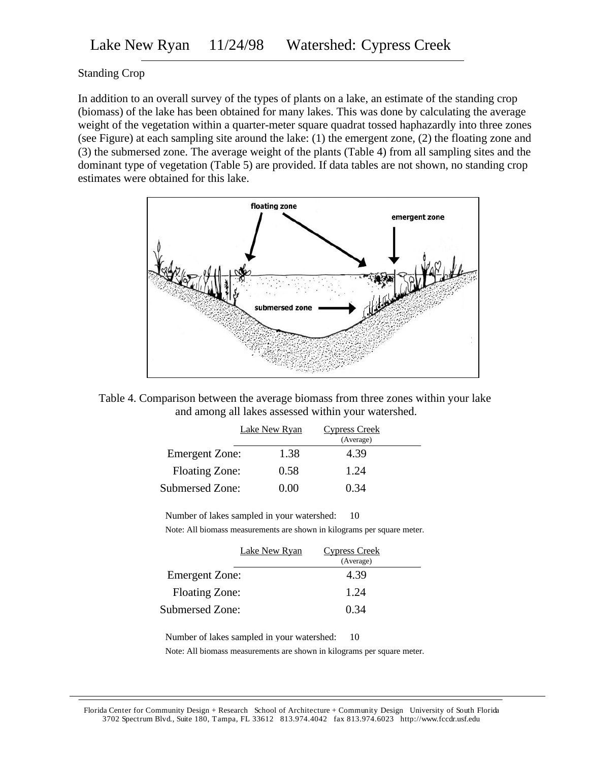# Lake New Ryan 11/24/98 Watershed: Cypress Creek

Standing Crop

In addition to an overall survey of the types of plants on a lake, an estimate of the standing crop (biomass) of the lake has been obtained for many lakes. This was done by calculating the average weight of the vegetation within a quarter-meter square quadrat tossed haphazardly into three zones (see Figure) at each sampling site around the lake: (1) the emergent zone, (2) the floating zone and (3) the submersed zone. The average weight of the plants (Table 4) from all sampling sites and the dominant type of vegetation (Table 5) are provided. If data tables are not shown, no standing crop estimates were obtained for this lake.

Table 4. Comparison between the average biomass from three zones within your lake and among all lakes assessed within your watershed.

| | Lake New Ryan | Cypress Creek (Average) |
|---|---|---|
| Emergent Zone: | 1.38 | 4.39 |
| Floating Zone: | 0.58 | 1.24 |
| Submersed Zone: | 0.00 | 0.34 |

Number of lakes sampled in your watershed: 10

Note: All biomass measurements are shown in kilograms per square meter.

| | Lake New Ryan | Cypress Creek (Average) |
|---|---|---|
| Emergent Zone: | | 4.39 |
| Floating Zone: | | 1.24 |
| Submersed Zone: | | 0.34 |

Number of lakes sampled in your watershed: 10

Note: All biomass measurements are shown in kilograms per square meter.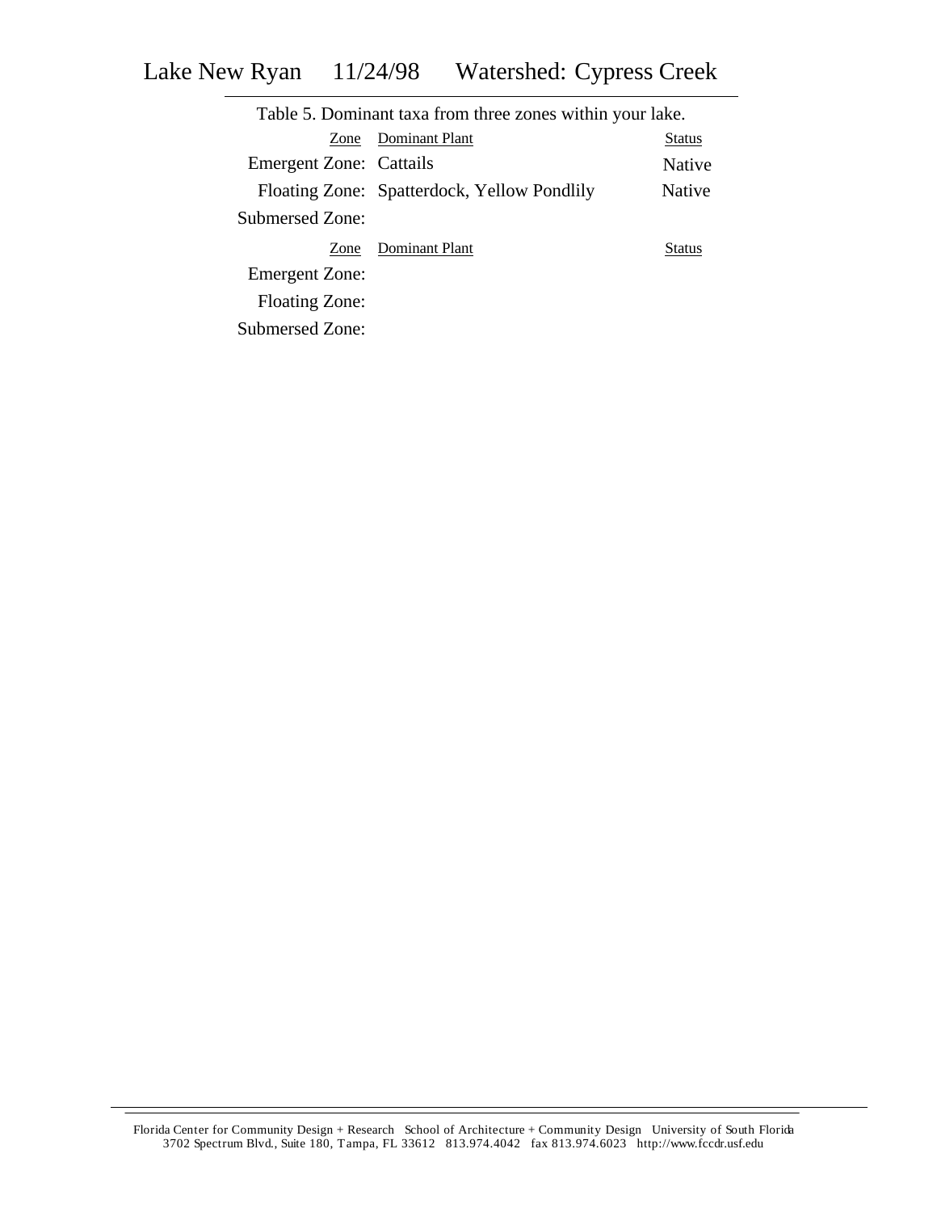# Lake New Ryan 11/24/98 Watershed: Cypress Creek

Table 5. Dominant taxa from three zones within your lake.

| Zone | Dominant Plant | Status |
|---|---|---|
| Emergent Zone: | Cattails | Native |
| Floating Zone: | Spatterdock, Yellow Pondlily | Native |
| Submersed Zone: | | |

| Zone | Dominant Plant | Status |
|---|---|---|
| Emergent Zone: | | |
| Floating Zone: | | |
| Submersed Zone: | | |

Florida Center for Community Design + Research School of Architecture + Community Design University of South Florida
3702 Spectrum Blvd., Suite 180, Tampa, FL 33612 813.974.4042 fax 813.974.6023 http://www.fccdr.usf.edu